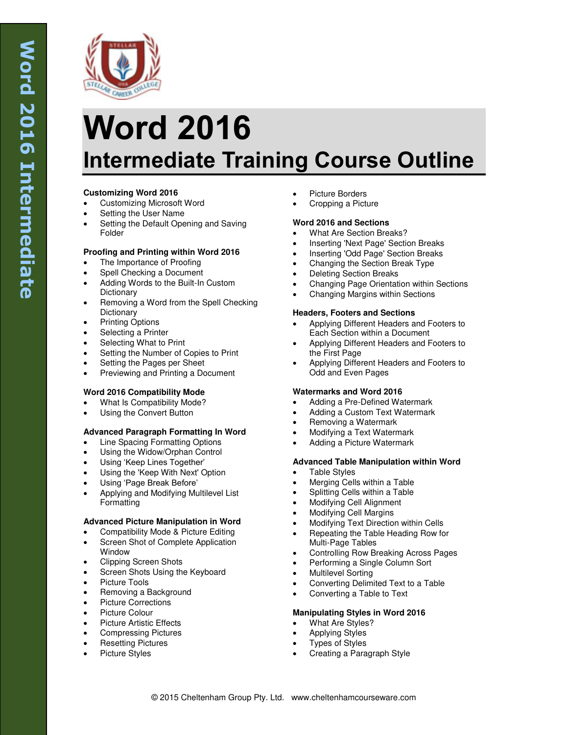# Word 2016

## Intermediate Training Course Outline

### Customizing Word 2016

- Customizing Microsoft Word
- Setting the User Name
- Setting the Default Opening and Saving Folder

### Proofing and Printing within Word 2016

- The Importance of Proofing
- Spell Checking a Document
- Adding Words to the Built-In Custom Dictionary
- Removing a Word from the Spell Checking Dictionary
- Printing Options
- Selecting a Printer
- Selecting What to Print
- Setting the Number of Copies to Print
- Setting the Pages per Sheet
- Previewing and Printing a Document

### Word 2016 Compatibility Mode

- What Is Compatibility Mode?
- Using the Convert Button

### Advanced Paragraph Formatting In Word

- Line Spacing Formatting Options
- Using the Widow/Orphan Control
- Using 'Keep Lines Together'
- Using the 'Keep With Next' Option
- Using 'Page Break Before'
- Applying and Modifying Multilevel List Formatting

### Advanced Picture Manipulation in Word

- Compatibility Mode & Picture Editing
- Screen Shot of Complete Application Window
- Clipping Screen Shots
- Screen Shots Using the Keyboard
- Picture Tools
- Removing a Background
- Picture Corrections
- Picture Colour
- Picture Artistic Effects
- Compressing Pictures
- Resetting Pictures
- Picture Styles
- Picture Borders
- Cropping a Picture

### Word 2016 and Sections

- What Are Section Breaks?
- Inserting 'Next Page' Section Breaks
- Inserting 'Odd Page' Section Breaks
- Changing the Section Break Type
- Deleting Section Breaks
- Changing Page Orientation within Sections
- Changing Margins within Sections

### Headers, Footers and Sections

- Applying Different Headers and Footers to Each Section within a Document
- Applying Different Headers and Footers to the First Page
- Applying Different Headers and Footers to Odd and Even Pages

### Watermarks and Word 2016

- Adding a Pre-Defined Watermark
- Adding a Custom Text Watermark
- Removing a Watermark
- Modifying a Text Watermark
- Adding a Picture Watermark

### Advanced Table Manipulation within Word

- Table Styles
- Merging Cells within a Table
- Splitting Cells within a Table
- Modifying Cell Alignment
- Modifying Cell Margins
- Modifying Text Direction within Cells
- Repeating the Table Heading Row for Multi-Page Tables
- Controlling Row Breaking Across Pages
- Performing a Single Column Sort
- Multilevel Sorting
- Converting Delimited Text to a Table
- Converting a Table to Text

### Manipulating Styles in Word 2016

- What Are Styles?
- Applying Styles
- Types of Styles
- Creating a Paragraph Style

© 2015 Cheltenham Group Pty. Ltd. www.cheltenhamcourseware.com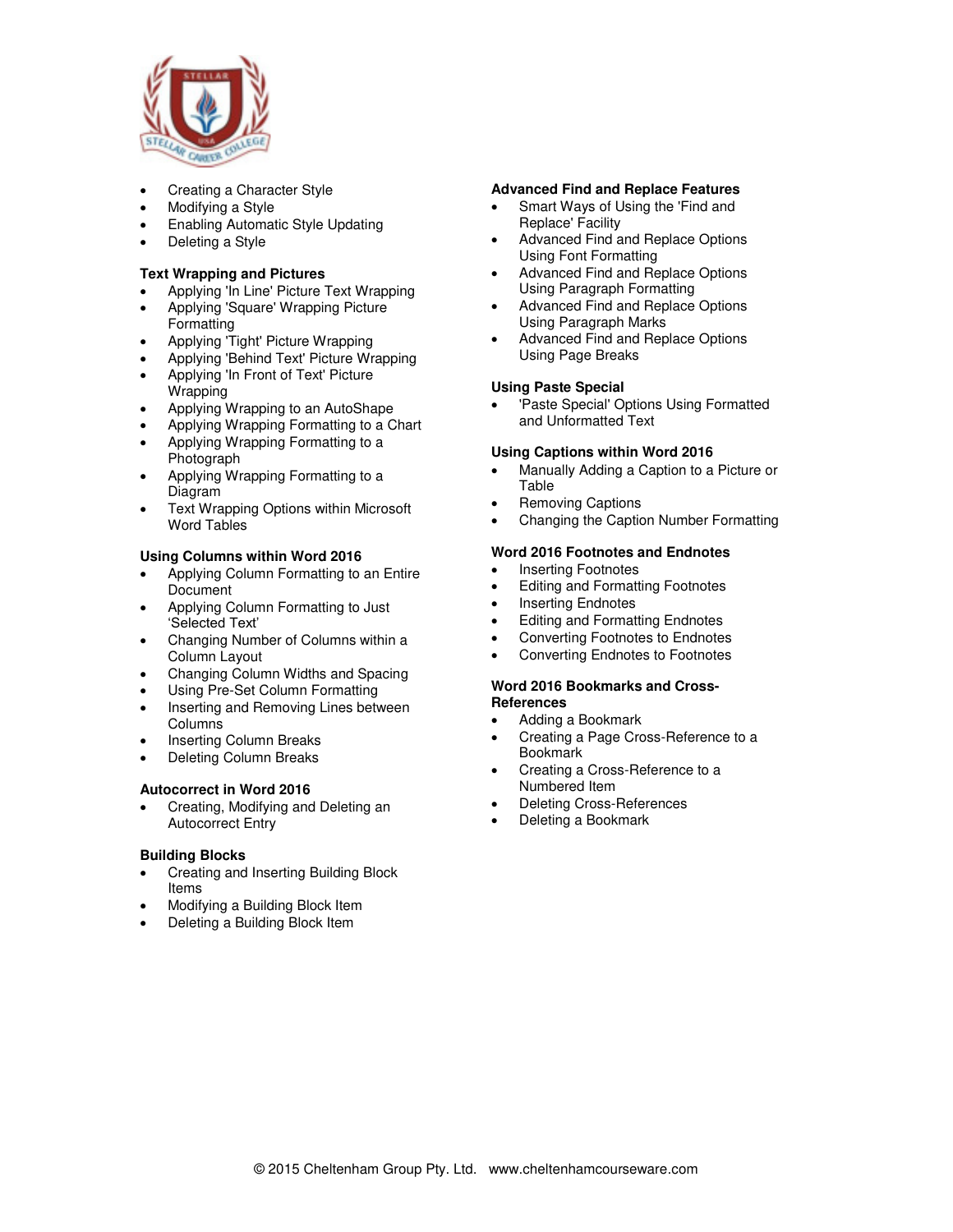- Creating a Character Style
- Modifying a Style
- Enabling Automatic Style Updating
- Deleting a Style

**Text Wrapping and Pictures**

- Applying 'In Line' Picture Text Wrapping
- Applying 'Square' Wrapping Picture Formatting
- Applying 'Tight' Picture Wrapping
- Applying 'Behind Text' Picture Wrapping
- Applying 'In Front of Text' Picture Wrapping
- Applying Wrapping to an AutoShape
- Applying Wrapping Formatting to a Chart
- Applying Wrapping Formatting to a Photograph
- Applying Wrapping Formatting to a Diagram
- Text Wrapping Options within Microsoft Word Tables

**Using Columns within Word 2016**

- Applying Column Formatting to an Entire Document
- Applying Column Formatting to Just 'Selected Text'
- Changing Number of Columns within a Column Layout
- Changing Column Widths and Spacing
- Using Pre-Set Column Formatting
- Inserting and Removing Lines between Columns
- Inserting Column Breaks
- Deleting Column Breaks

**Autocorrect in Word 2016**

- Creating, Modifying and Deleting an Autocorrect Entry

**Building Blocks**

- Creating and Inserting Building Block Items
- Modifying a Building Block Item
- Deleting a Building Block Item

**Advanced Find and Replace Features**

- Smart Ways of Using the 'Find and Replace' Facility
- Advanced Find and Replace Options Using Font Formatting
- Advanced Find and Replace Options Using Paragraph Formatting
- Advanced Find and Replace Options Using Paragraph Marks
- Advanced Find and Replace Options Using Page Breaks

**Using Paste Special**

- 'Paste Special' Options Using Formatted and Unformatted Text

**Using Captions within Word 2016**

- Manually Adding a Caption to a Picture or Table
- Removing Captions
- Changing the Caption Number Formatting

**Word 2016 Footnotes and Endnotes**

- Inserting Footnotes
- Editing and Formatting Footnotes
- Inserting Endnotes
- Editing and Formatting Endnotes
- Converting Footnotes to Endnotes
- Converting Endnotes to Footnotes

**Word 2016 Bookmarks and Cross-References**

- Adding a Bookmark
- Creating a Page Cross-Reference to a Bookmark
- Creating a Cross-Reference to a Numbered Item
- Deleting Cross-References
- Deleting a Bookmark

© 2015 Cheltenham Group Pty. Ltd. www.cheltenhamcourseware.com